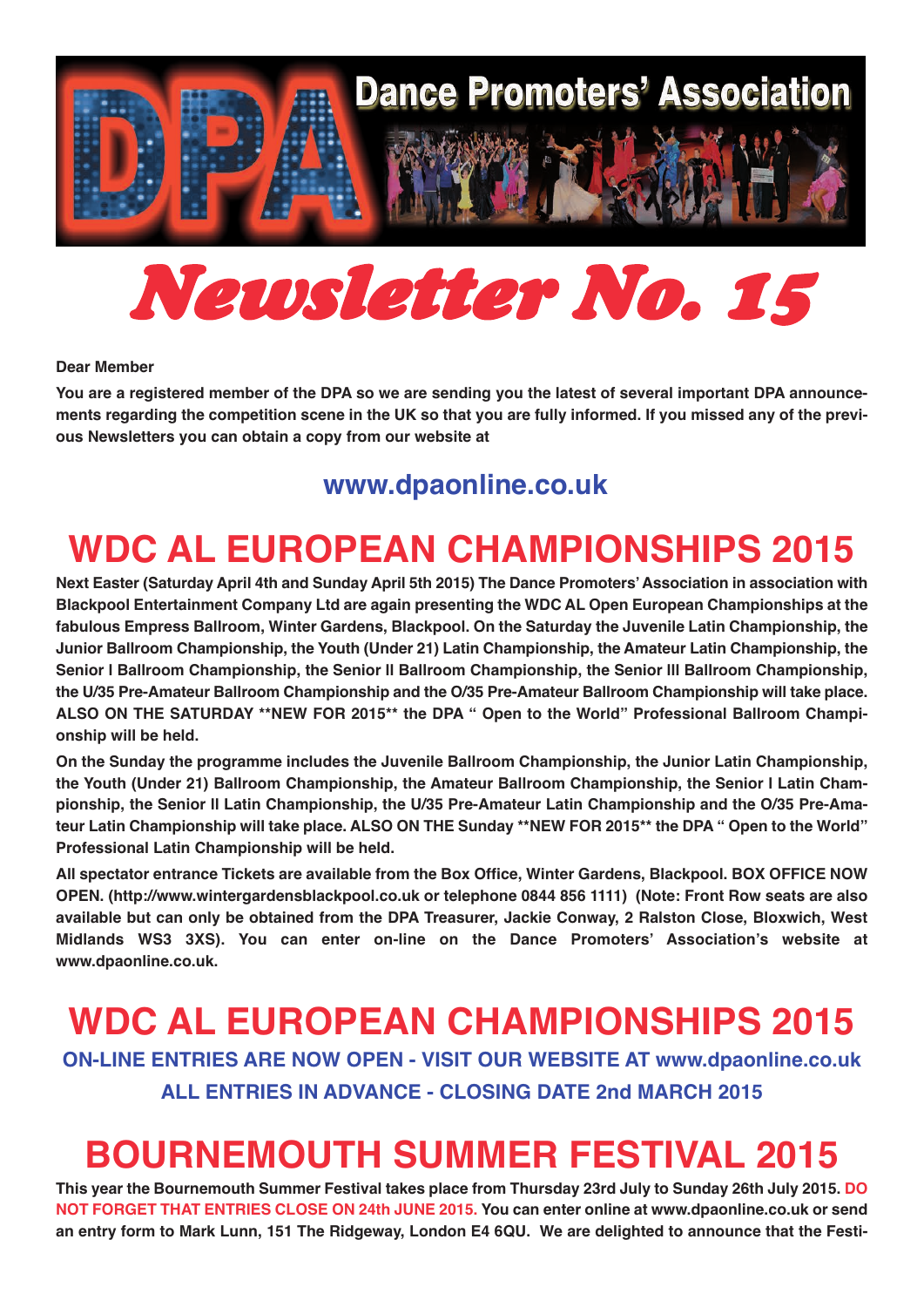# Dance Promoters' Association

# Newsletter No. 15

**Dear Member**

**You are a registered member of the DPA so we are sending you the latest of several important DPA announcements regarding the competition scene in the UK so that you are fully informed. If you missed any of the previous Newsletters you can obtain a copy from our website at**

### www.dpaonline.co.uk

## WDC AL EUROPEAN CHAMPIONSHIPS 2015

**Next Easter (Saturday April 4th and Sunday April 5th 2015) The Dance Promoters' Association in association with Blackpool Entertainment Company Ltd are again presenting the WDC AL Open European Championships at the fabulous Empress Ballroom, Winter Gardens, Blackpool. On the Saturday the Juvenile Latin Championship, the Junior Ballroom Championship, the Youth (Under 21) Latin Championship, the Amateur Latin Championship, the Senior I Ballroom Championship, the Senior II Ballroom Championship, the Senior III Ballroom Championship, the U/35 Pre-Amateur Ballroom Championship and the O/35 Pre-Amateur Ballroom Championship will take place. ALSO ON THE SATURDAY **NEW FOR 2015** the DPA " Open to the World" Professional Ballroom Championship will be held.**

**On the Sunday the programme includes the Juvenile Ballroom Championship, the Junior Latin Championship, the Youth (Under 21) Ballroom Championship, the Amateur Ballroom Championship, the Senior I Latin Championship, the Senior II Latin Championship, the U/35 Pre-Amateur Latin Championship and the O/35 Pre-Amateur Latin Championship will take place. ALSO ON THE Sunday **NEW FOR 2015** the DPA " Open to the World" Professional Latin Championship will be held.**

**All spectator entrance Tickets are available from the Box Office, Winter Gardens, Blackpool. BOX OFFICE NOW OPEN. (http://www.wintergardensblackpool.co.uk or telephone 0844 856 1111) (Note: Front Row seats are also available but can only be obtained from the DPA Treasurer, Jackie Conway, 2 Ralston Close, Bloxwich, West Midlands WS3 3XS). You can enter on-line on the Dance Promoters' Association's website at www.dpaonline.co.uk.**

## WDC AL EUROPEAN CHAMPIONSHIPS 2015

**ON-LINE ENTRIES ARE NOW OPEN - VISIT OUR WEBSITE AT www.dpaonline.co.uk**

**ALL ENTRIES IN ADVANCE - CLOSING DATE 2nd MARCH 2015**

## BOURNEMOUTH SUMMER FESTIVAL 2015

**This year the Bournemouth Summer Festival takes place from Thursday 23rd July to Sunday 26th July 2015. DO NOT FORGET THAT ENTRIES CLOSE ON 24th JUNE 2015. You can enter online at www.dpaonline.co.uk or send an entry form to Mark Lunn, 151 The Ridgeway, London E4 6QU. We are delighted to announce that the Festi-**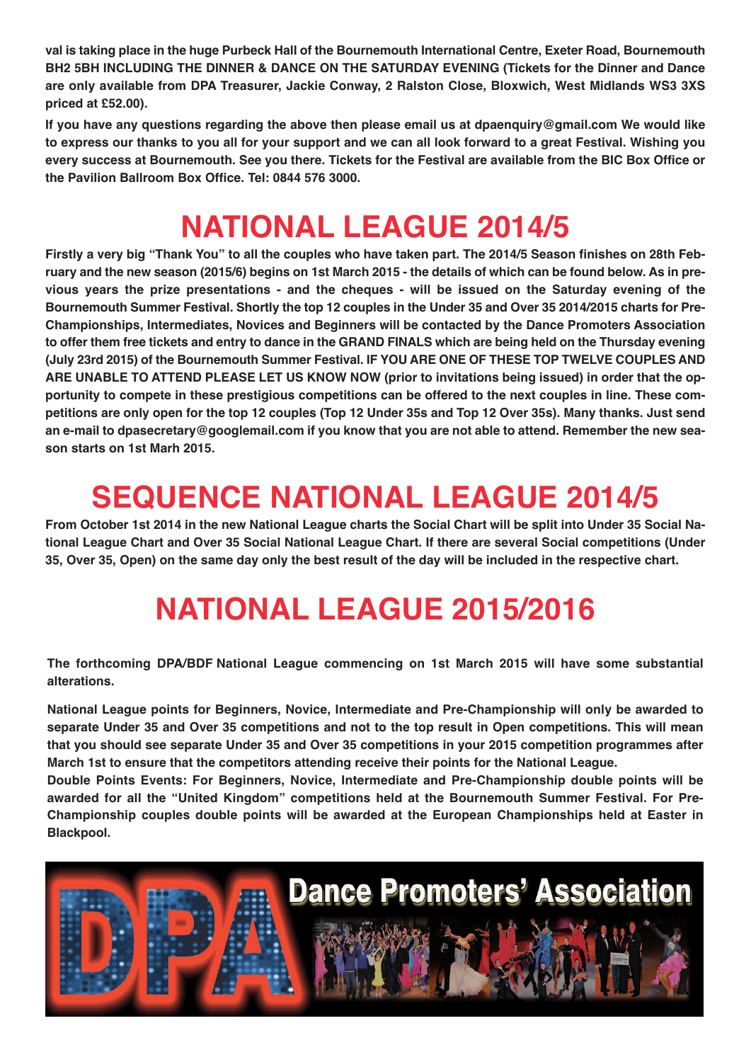**val is taking place in the huge Purbeck Hall of the Bournemouth International Centre, Exeter Road, Bournemouth BH2 5BH INCLUDING THE DINNER & DANCE ON THE SATURDAY EVENING (Tickets for the Dinner and Dance are only available from DPA Treasurer, Jackie Conway, 2 Ralston Close, Bloxwich, West Midlands WS3 3XS priced at £52.00).**

**If you have any questions regarding the above then please email us at dpaenquiry@gmail.com We would like to express our thanks to you all for your support and we can all look forward to a great Festival. Wishing you every success at Bournemouth. See you there. Tickets for the Festival are available from the BIC Box Office or the Pavilion Ballroom Box Office. Tel: 0844 576 3000.**

# NATIONAL LEAGUE 2014/5

**Firstly a very big "Thank You" to all the couples who have taken part. The 2014/5 Season finishes on 28th February and the new season (2015/6) begins on 1st March 2015 - the details of which can be found below. As in previous years the prize presentations - and the cheques - will be issued on the Saturday evening of the Bournemouth Summer Festival. Shortly the top 12 couples in the Under 35 and Over 35 2014/2015 charts for Pre-Championships, Intermediates, Novices and Beginners will be contacted by the Dance Promoters Association to offer them free tickets and entry to dance in the GRAND FINALS which are being held on the Thursday evening (July 23rd 2015) of the Bournemouth Summer Festival. IF YOU ARE ONE OF THESE TOP TWELVE COUPLES AND ARE UNABLE TO ATTEND PLEASE LET US KNOW NOW (prior to invitations being issued) in order that the opportunity to compete in these prestigious competitions can be offered to the next couples in line. These competitions are only open for the top 12 couples (Top 12 Under 35s and Top 12 Over 35s). Many thanks. Just send an e-mail to dpasecretary@googlemail.com if you know that you are not able to attend. Remember the new season starts on 1st Marh 2015.**

# SEQUENCE NATIONAL LEAGUE 2014/5

**From October 1st 2014 in the new National League charts the Social Chart will be split into Under 35 Social National League Chart and Over 35 Social National League Chart. If there are several Social competitions (Under 35, Over 35, Open) on the same day only the best result of the day will be included in the respective chart.**

# NATIONAL LEAGUE 2015/2016

**The forthcoming DPA/BDF National League commencing on 1st March 2015 will have some substantial alterations.**

**National League points for Beginners, Novice, Intermediate and Pre-Championship will only be awarded to separate Under 35 and Over 35 competitions and not to the top result in Open competitions. This will mean that you should see separate Under 35 and Over 35 competitions in your 2015 competition programmes after March 1st to ensure that the competitors attending receive their points for the National League.**

**Double Points Events: For Beginners, Novice, Intermediate and Pre-Championship double points will be awarded for all the "United Kingdom" competitions held at the Bournemouth Summer Festival. For Pre-Championship couples double points will be awarded at the European Championships held at Easter in Blackpool.**

**Dance Promoters' Association**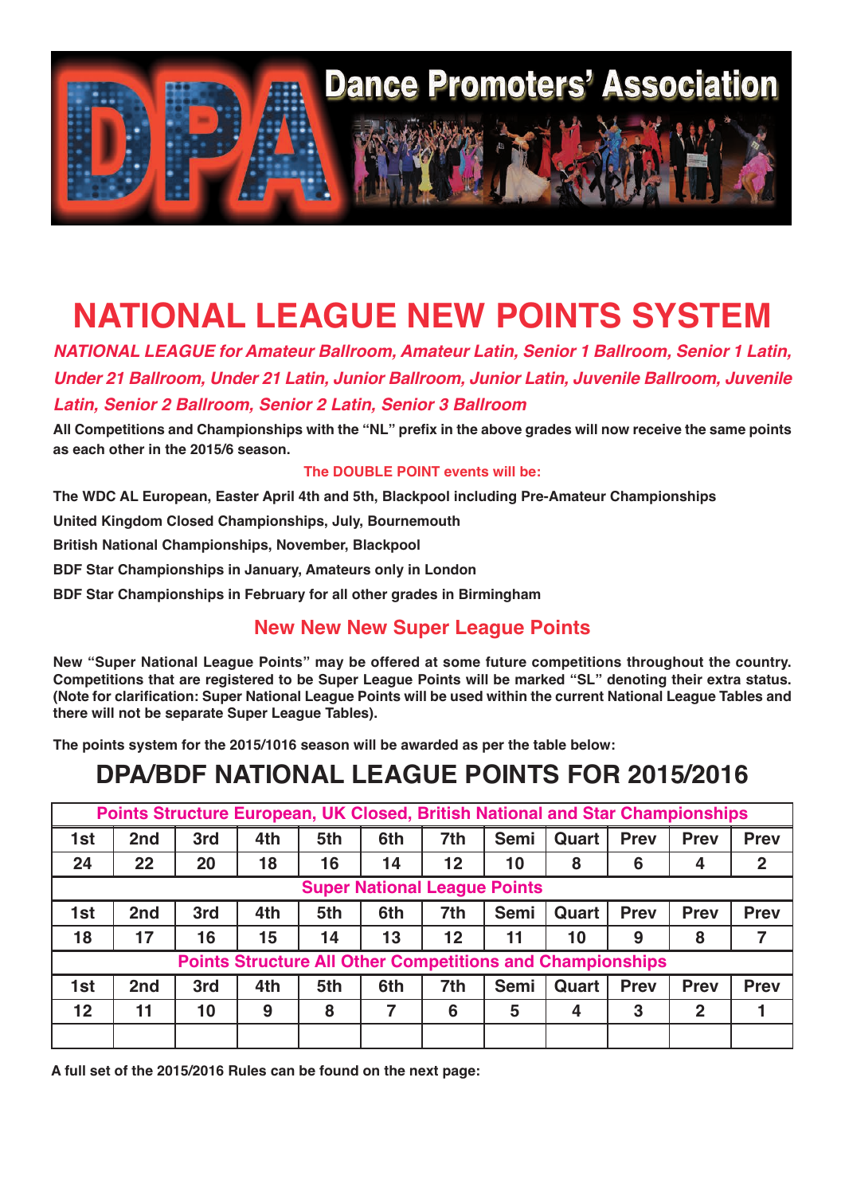Dance Promoters' Association

# NATIONAL LEAGUE NEW POINTS SYSTEM

***NATIONAL LEAGUE for Amateur Ballroom, Amateur Latin, Senior 1 Ballroom, Senior 1 Latin, Under 21 Ballroom, Under 21 Latin, Junior Ballroom, Junior Latin, Juvenile Ballroom, Juvenile Latin, Senior 2 Ballroom, Senior 2 Latin, Senior 3 Ballroom***

**All Competitions and Championships with the "NL" prefix in the above grades will now receive the same points as each other in the 2015/6 season.**

**The DOUBLE POINT events will be:**

**The WDC AL European, Easter April 4th and 5th, Blackpool including Pre-Amateur Championships**

**United Kingdom Closed Championships, July, Bournemouth**

**British National Championships, November, Blackpool**

**BDF Star Championships in January, Amateurs only in London**

**BDF Star Championships in February for all other grades in Birmingham**

## New New New Super League Points

**New "Super National League Points" may be offered at some future competitions throughout the country. Competitions that are registered to be Super League Points will be marked "SL" denoting their extra status. (Note for clarification: Super National League Points will be used within the current National League Tables and there will not be separate Super League Tables).**

**The points system for the 2015/1016 season will be awarded as per the table below:**

## DPA/BDF NATIONAL LEAGUE POINTS FOR 2015/2016

| Points Structure European, UK Closed, British National and Star Championships | | | | | | | | | | | |
|---|---|---|---|---|---|---|---|---|---|---|---|
| 1st | 2nd | 3rd | 4th | 5th | 6th | 7th | Semi | Quart | Prev | Prev | Prev |
| 24 | 22 | 20 | 18 | 16 | 14 | 12 | 10 | 8 | 6 | 4 | 2 |
| Super National League Points | | | | | | | | | | | |
| 1st | 2nd | 3rd | 4th | 5th | 6th | 7th | Semi | Quart | Prev | Prev | Prev |
| 18 | 17 | 16 | 15 | 14 | 13 | 12 | 11 | 10 | 9 | 8 | 7 |
| Points Structure All Other Competitions and Championships | | | | | | | | | | | |
| 1st | 2nd | 3rd | 4th | 5th | 6th | 7th | Semi | Quart | Prev | Prev | Prev |
| 12 | 11 | 10 | 9 | 8 | 7 | 6 | 5 | 4 | 3 | 2 | 1 |
| | | | | | | | | | | | |

**A full set of the 2015/2016 Rules can be found on the next page:**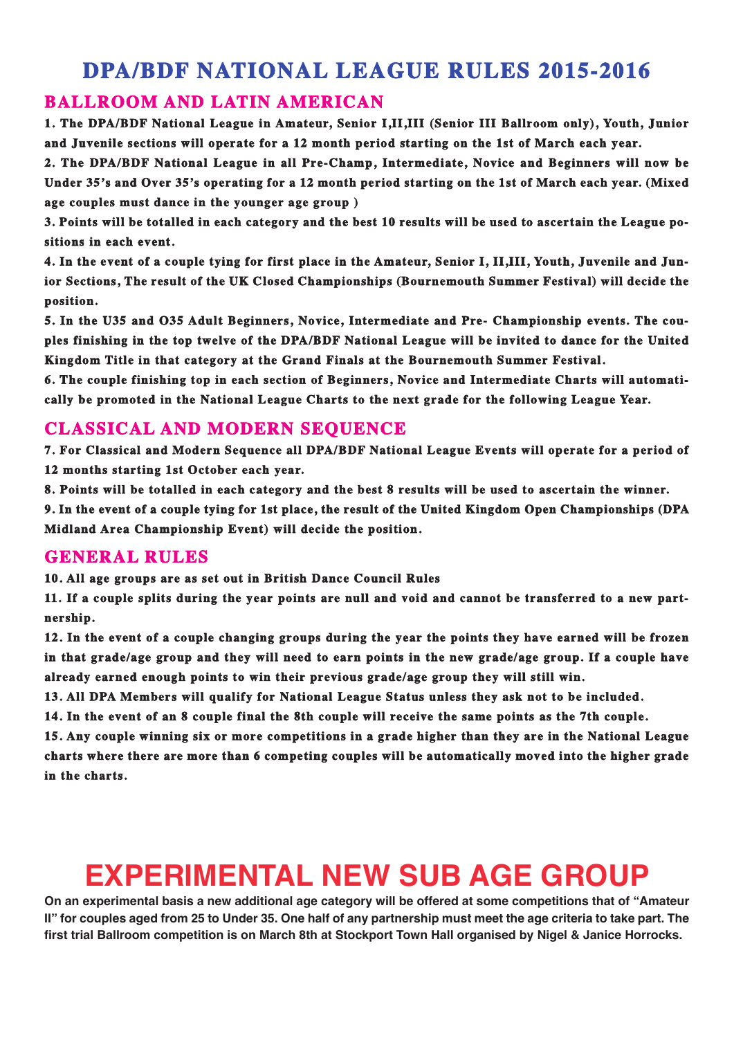# DPA/BDF NATIONAL LEAGUE RULES 2015-2016

## BALLROOM AND LATIN AMERICAN

**1. The DPA/BDF National League in Amateur, Senior I,II,III (Senior III Ballroom only), Youth, Junior and Juvenile sections will operate for a 12 month period starting on the 1st of March each year.**

**2. The DPA/BDF National League in all Pre-Champ, Intermediate, Novice and Beginners will now be Under 35's and Over 35's operating for a 12 month period starting on the 1st of March each year. (Mixed age couples must dance in the younger age group )**

**3. Points will be totalled in each category and the best 10 results will be used to ascertain the League positions in each event.**

**4. In the event of a couple tying for first place in the Amateur, Senior I, II,III, Youth, Juvenile and Junior Sections, The result of the UK Closed Championships (Bournemouth Summer Festival) will decide the position.**

**5. In the U35 and O35 Adult Beginners, Novice, Intermediate and Pre- Championship events. The couples finishing in the top twelve of the DPA/BDF National League will be invited to dance for the United Kingdom Title in that category at the Grand Finals at the Bournemouth Summer Festival.**

**6. The couple finishing top in each section of Beginners, Novice and Intermediate Charts will automatically be promoted in the National League Charts to the next grade for the following League Year.**

## CLASSICAL AND MODERN SEQUENCE

**7. For Classical and Modern Sequence all DPA/BDF National League Events will operate for a period of 12 months starting 1st October each year.**

**8. Points will be totalled in each category and the best 8 results will be used to ascertain the winner.**

**9. In the event of a couple tying for 1st place, the result of the United Kingdom Open Championships (DPA Midland Area Championship Event) will decide the position.**

## GENERAL RULES

**10. All age groups are as set out in British Dance Council Rules**

**11. If a couple splits during the year points are null and void and cannot be transferred to a new partnership.**

**12. In the event of a couple changing groups during the year the points they have earned will be frozen in that grade/age group and they will need to earn points in the new grade/age group. If a couple have already earned enough points to win their previous grade/age group they will still win.**

**13. All DPA Members will qualify for National League Status unless they ask not to be included.**

**14. In the event of an 8 couple final the 8th couple will receive the same points as the 7th couple.**

**15. Any couple winning six or more competitions in a grade higher than they are in the National League charts where there are more than 6 competing couples will be automatically moved into the higher grade in the charts.**

# EXPERIMENTAL NEW SUB AGE GROUP

**On an experimental basis a new additional age category will be offered at some competitions that of "Amateur II" for couples aged from 25 to Under 35. One half of any partnership must meet the age criteria to take part. The first trial Ballroom competition is on March 8th at Stockport Town Hall organised by Nigel & Janice Horrocks.**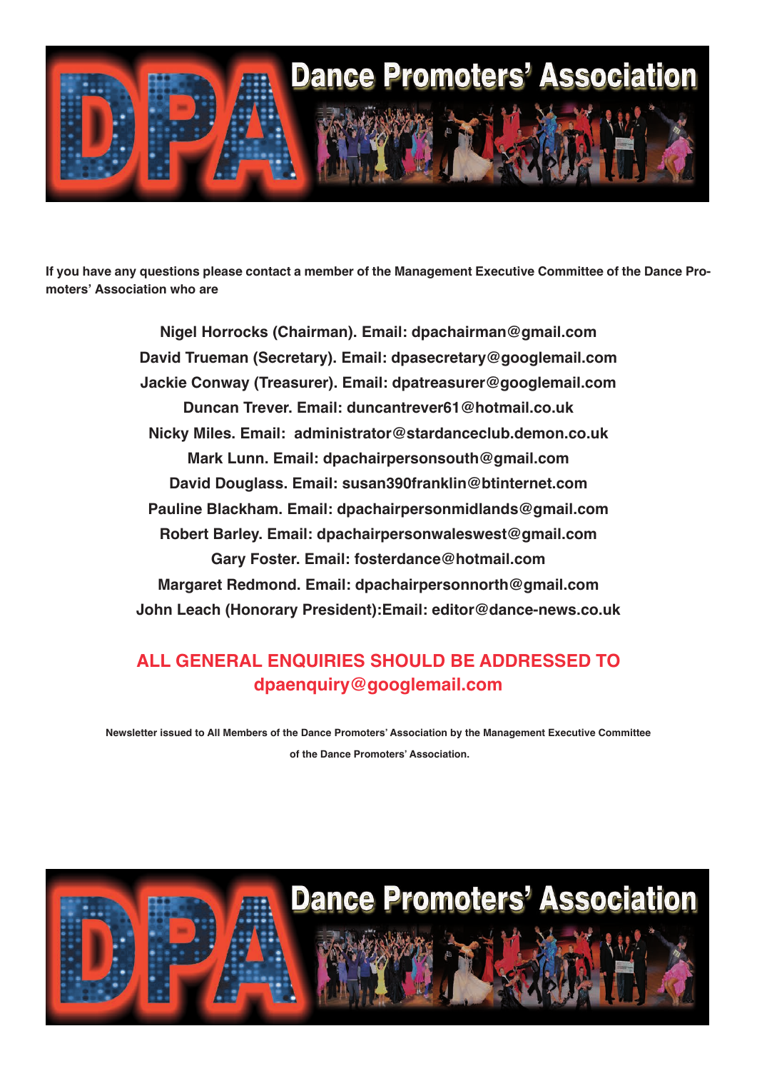# Dance Promoters' Association

**If you have any questions please contact a member of the Management Executive Committee of the Dance Promoters' Association who are**

**Nigel Horrocks (Chairman). Email: dpachairman@gmail.com**
**David Trueman (Secretary). Email: dpasecretary@googlemail.com**
**Jackie Conway (Treasurer). Email: dpatreasurer@googlemail.com**
**Duncan Trever. Email: duncantrever61@hotmail.co.uk**
**Nicky Miles. Email: administrator@stardanceclub.demon.co.uk**
**Mark Lunn. Email: dpachairpersonsouth@gmail.com**
**David Douglass. Email: susan390franklin@btinternet.com**
**Pauline Blackham. Email: dpachairpersonmidlands@gmail.com**
**Robert Barley. Email: dpachairpersonwaleswest@gmail.com**
**Gary Foster. Email: fosterdance@hotmail.com**
**Margaret Redmond. Email: dpachairpersonnorth@gmail.com**
**John Leach (Honorary President):Email: editor@dance-news.co.uk**

**ALL GENERAL ENQUIRIES SHOULD BE ADDRESSED TO dpaenquiry@googlemail.com**

**Newsletter issued to All Members of the Dance Promoters' Association by the Management Executive Committee of the Dance Promoters' Association.**

# Dance Promoters' Association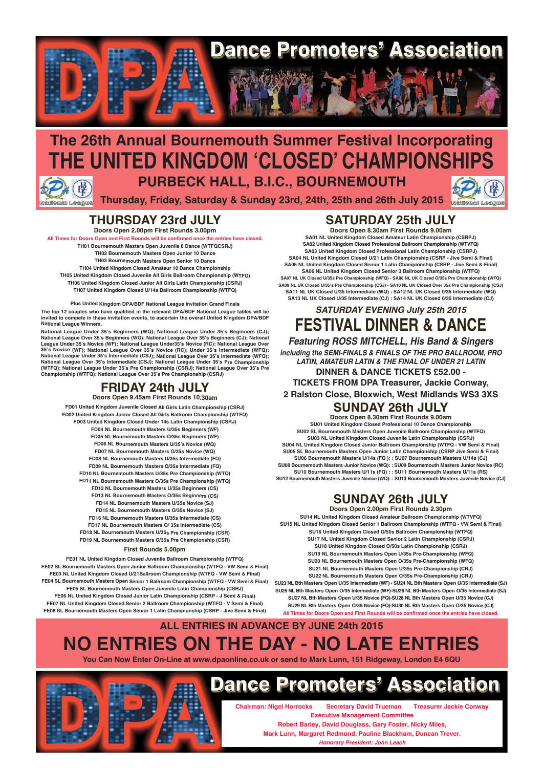# Dance Promoters' Association

## The 26th Annual Bournemouth Summer Festival Incorporating

# THE UNITED KINGDOM 'CLOSED' CHAMPIONSHIPS

## PURBECK HALL, B.I.C., BOURNEMOUTH

National League

**Thursday, Friday, Saturday & Sunday 23rd, 24th, 25th and 26th July 2015**

## THURSDAY 23rd JULY

**Doors Open 2.00pm First Rounds 3.00pm**

All Times for Doors Open and First Rounds will be confirmed once the entries have closed.

TH01 Bournemouth Masters Open Juvenile 8 Dance (WTFQCSRJ)
TH02 Bournemouth Masters Open Junior 10 Dance
TH03 Bournemouth Masters Open Senior 10 Dance
TH04 United Kingdom Closed Amateur 10 Dance Championship
TH05 United Kingdom Closed Juvenile All Girls Ballroom Championship (WTFQ)
TH06 United Kingdom Closed Junior All Girls Latin Championship (CSRJ)
TH07 United Kingdom Closed U/14s Ballroom Championship (WTFQ)

Plus United Kingdom DPA/BDF National League Invitation Grand Finals

The top 12 couples who have qualified in the relevant DPA/BDF National League tables will be invited to compete in these invitation events, to ascertain the overall United Kingdom DPA/BDF National League Winners.

National League Under 35's Beginners (WQ); National League Under 35's Beginners (CJ); National League Over 35's Beginners (WQ); National League Over 35's Beginners (CJ); National League Under 35's Novice (WF); National League Under35's Novice (RC); National League Over 35's Novice (WF); National League Over 35's Novice (RC); Under 35's Intermediate (WFQ); National League Under 35's Intermediate (CSJ); National League Over 35's Intermediate (WFQ); National League Over 35's Intermediate (CSJ); National League Under 35's Pre Championship (WTFQ); National League Under 35's Pre Championship (CSRJ); National League Over 35's Pre Championship (WTFQ); National League Over 35's Pre Championship (CSRJ)

## FRIDAY 24th JULY

**Doors Open 9.45am First Rounds 10.30am**

FD01 United Kingdom Juvenile Closed All Girls Latin Championship (CSRJ)
FD02 United Kingdom Junior Closed All Girls Ballroom Championship (WTFQ)
FD03 United Kingdom Closed Under 14s Latin Championship (CSRJ)
FD04 NL Bournemouth Masters U/35s Beginners (WF)
FD05 NL Bournemouth Masters O/35s Beginners (WF)
FD06 NL Bournemouth Masters U/35's Novice (WQ)
FD07 NL Bournemouth Masters O/35s Novice (WQ)
FD08 NL Bournemouth Masters U/35s Intermediate (FQ)
FD09 NL Bournemouth Masters O/35s Intermediate (FQ)
FD10 NL Bournemouth Masters U/35s Pre Championship (WTQ)
FD11 NL Bournemouth Masters O/35s Pre Championship (WTQ)
FD12 NL Bournemouth Masters U/35s Beginners (CS)
FD13 NL Bournemouth Masters O/35s Beginners (CS)
FD14 NL Bournemouth Masters U/35s Novice (SJ)
FD15 NL Bournemouth Masters O/35s Novice (SJ)
FD16 NL Bournemouth Masters U/35s Intermediate (CS)
FD17 NL Bournemouth Masters O/ 35s Intermediate (CS)
FD18 NL Bournemouth Masters U/35s Pre Championship (CSR)
FD19 NL Bournemouth Masters O/35s Pre Championship (CSR)

**First Rounds 5.00pm**

FE01 NL United Kingdom Closed Juvenile Ballroom Championship (WTFQ)
FE02 SL Bournemouth Masters Open Junior Ballroom Championship (WTFQ - VW Semi & Final)
FE03 NL United Kingdom Closed U/21Ballroom Championship (WTFQ - VW Semi & Final)
FE04 SL Bournemouth Masters Open Senior 1 Ballroom Championship (WTFQ - VW Semi & Final)
FE05 SL Bournemouth Masters Open Juvenile Latin Championship (CSRJ)
FE06 NL United Kingdom Closed Junior Latin Championship (CSRP - J Semi & Final)
FE07 NL United Kingdom Closed Senior 2 Ballroom Championship (WTFQ - V Semi & Final)
FE08 SL Bournemouth Masters Open Senior 1 Latin Championship (CSRP - Jive Semi & Final)

## SATURDAY 25th JULY

**Doors Open 8.30am First Rounds 9.00am**

SA01 NL United Kingdom Closed Amateur Latin Championship (CSRPJ)
SA02 United Kingdom Closed Professional Ballroom Championship (WTVFQ)
SA03 United Kingdom Closed Professional Latin Championship (CSRPJ)
SA04 NL United Kingdom Closed U/21 Latin Championship (CSRP - Jive Semi & Final)
SA05 NL United Kingdom Closed Senior 1 Latin Championship (CSRP - Jive Semi & Final)
SA06 NL United Kingdom Closed Senior 3 Ballroom Championship (WTFQ)
SA07 NL UK Closed U/35s Pre Championship (WFQ) - SA08 NL UK Closed O/35s Pre Championship (WFQ)
SA09 NL UK Closed U/35's Pre Championship (CSJ) - SA10 NL UK Closed Over 35s Pre Championship (CSJ)
SA11 NL UK Closed U/35 Intermediate (WQ) : SA12 NL UK Closed 0/35 Intermediate (WQ)
SA13 NL UK Closed U/35 Intermediate (CJ) : SA14 NL UK Closed 0/35 Intermediate (CJ)

### *SATURDAY EVENING July 25th 2015*

# FESTIVAL DINNER & DANCE

### *Featuring ROSS MITCHELL, His Band & Singers*

***including the SEMI-FINALS & FINALS OF THE PRO BALLROOM, PRO LATIN, AMATEUR LATIN & THE FINAL OF UNDER 21 LATIN***

**DINNER & DANCE TICKETS £52.00 -**
**TICKETS FROM DPA Treasurer, Jackie Conway,**
**2 Ralston Close, Bloxwich, West Midlands WS3 3XS**

## SUNDAY 26th JULY

**Doors Open 8.30am First Rounds 9.00am**

SU01 United Kingdom Closed Professional 10 Dance Championship
SU02 SL Bournemouth Masters Open Juvenile Ballroom Championship (WTFQ)
SU03 NL United Kingdom Closed Juvenile Latin Championship (CSRJ)
SU04 NL United Kingdom Closed Junior Ballroom Championship (WTFQ - VW Semi & Final)
SU05 SL Bournemouth Masters Open Junior Latin Championship (CSRP Jive Semi & Final)
SU06 Bournemouth Masters U/14s (FQ ): : SU07 Bournemouth Masters U/14s (CJ)
SU08 Bournemouth Masters Junior Novice (WQ): : SU09 Bournemouth Masters Junior Novice (RC)
SU10 Bournemouth Masters U/11s (FQ) : : SU11 Bournemouth Masters U/11s (RS)
SU12 Bournemouth Masters Juvenile Novice (WQ): : SU13 Bournemouth Masters Juvenile Novice (CJ)

## SUNDAY 26th JULY

**Doors Open 2.00pm First Rounds 2.30pm**

SU14 NL United Kingdom Closed Amateur Ballroom Championship (WTVFQ)
SU15 NL United Kingdom Closed Senior 1 Ballroom Championship (WTFQ - VW Semi & Final)
SU16 United Kingdom Closed O/50s Ballroom Championship (WTFQ)
SU17 NL United Kingdom Closed Senior 2 Latin Championship (CSRJ)
SU18 United Kingdom Closed O/50s Latin Championship (CSRJ)
SU19 NL Bournemouth Masters Open U/35s Pre-Championship (WFQ)
SU20 NL Bournemouth Masters Open O/35s Pre-Championship (WFQ)
SU21 NL Bournemouth Masters Open U/35s Pre-Championship (CRJ)
SU22 NL Bournemouth Masters Open O/35s Pre-Championship (CRJ)
SU23 NL Bth Masters Open U/35 Intermediate (WF) - SU24 NL Bth Masters Open U/35 Intermediate (SJ)
SU25 NL Bth Masters Open O/35 Intermediate (WF)-SU26 NL Bth Masters Open O/35 Intermediate (SJ)
SU27 NL Bth Masters Open U/35 Novice (FQ)-SU28 NL Bth Masters Open U/35 Novice (CJ)
SU29 NL Bth Masters Open O/35 Novice (FQ)-SU30 NL Bth Masters Open O/35 Novice (CJ)

All Times for Doors Open and First Rounds will be confirmed once the entries have closed.

## ALL ENTRIES IN ADVANCE BY JUNE 24th 2015

# NO ENTRIES ON THE DAY - NO LATE ENTRIES

**You Can Now Enter On-Line at www.dpaonline.co.uk or send to Mark Lunn, 151 Ridgeway, London E4 6QU**

# Dance Promoters' Association

Chairman: Nigel Horrocks &nbsp;&nbsp; Secretary David Trueman &nbsp;&nbsp; Treasurer Jackie Conway

Executive Management Committee

Robert Barley, David Douglass, Gary Foster, Nicky Miles,
Mark Lunn, Margaret Redmond, Pauline Blackham, Duncan Trever.

*Honorary President: John Leach*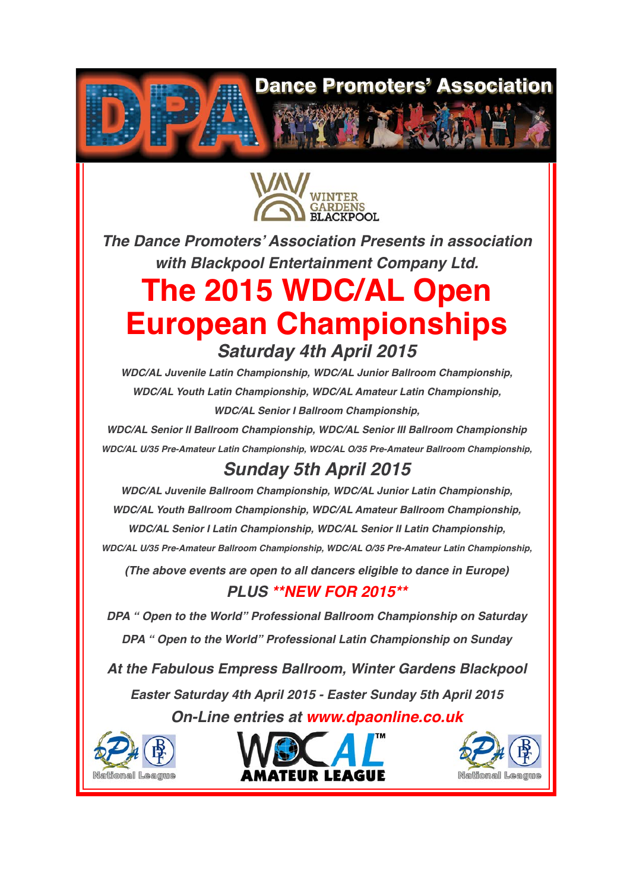# Dance Promoters' Association

WINTER GARDENS BLACKPOOL

***The Dance Promoters' Association Presents in association with Blackpool Entertainment Company Ltd.***

# The 2015 WDC/AL Open European Championships

## *Saturday 4th April 2015*

***WDC/AL Juvenile Latin Championship, WDC/AL Junior Ballroom Championship,***

***WDC/AL Youth Latin Championship, WDC/AL Amateur Latin Championship,***

***WDC/AL Senior I Ballroom Championship,***

***WDC/AL Senior II Ballroom Championship, WDC/AL Senior III Ballroom Championship***

***WDC/AL U/35 Pre-Amateur Latin Championship, WDC/AL O/35 Pre-Amateur Ballroom Championship,***

## *Sunday 5th April 2015*

***WDC/AL Juvenile Ballroom Championship, WDC/AL Junior Latin Championship,***

***WDC/AL Youth Ballroom Championship, WDC/AL Amateur Ballroom Championship,***

***WDC/AL Senior I Latin Championship, WDC/AL Senior II Latin Championship,***

***WDC/AL U/35 Pre-Amateur Ballroom Championship, WDC/AL O/35 Pre-Amateur Latin Championship,***

***(The above events are open to all dancers eligible to dance in Europe)***

### *PLUS **NEW FOR 2015***

***DPA " Open to the World" Professional Ballroom Championship on Saturday***

***DPA " Open to the World" Professional Latin Championship on Sunday***

***At the Fabulous Empress Ballroom, Winter Gardens Blackpool***

***Easter Saturday 4th April 2015 - Easter Sunday 5th April 2015***

***On-Line entries at www.dpaonline.co.uk***

National League — WDC AL™ AMATEUR LEAGUE — National League